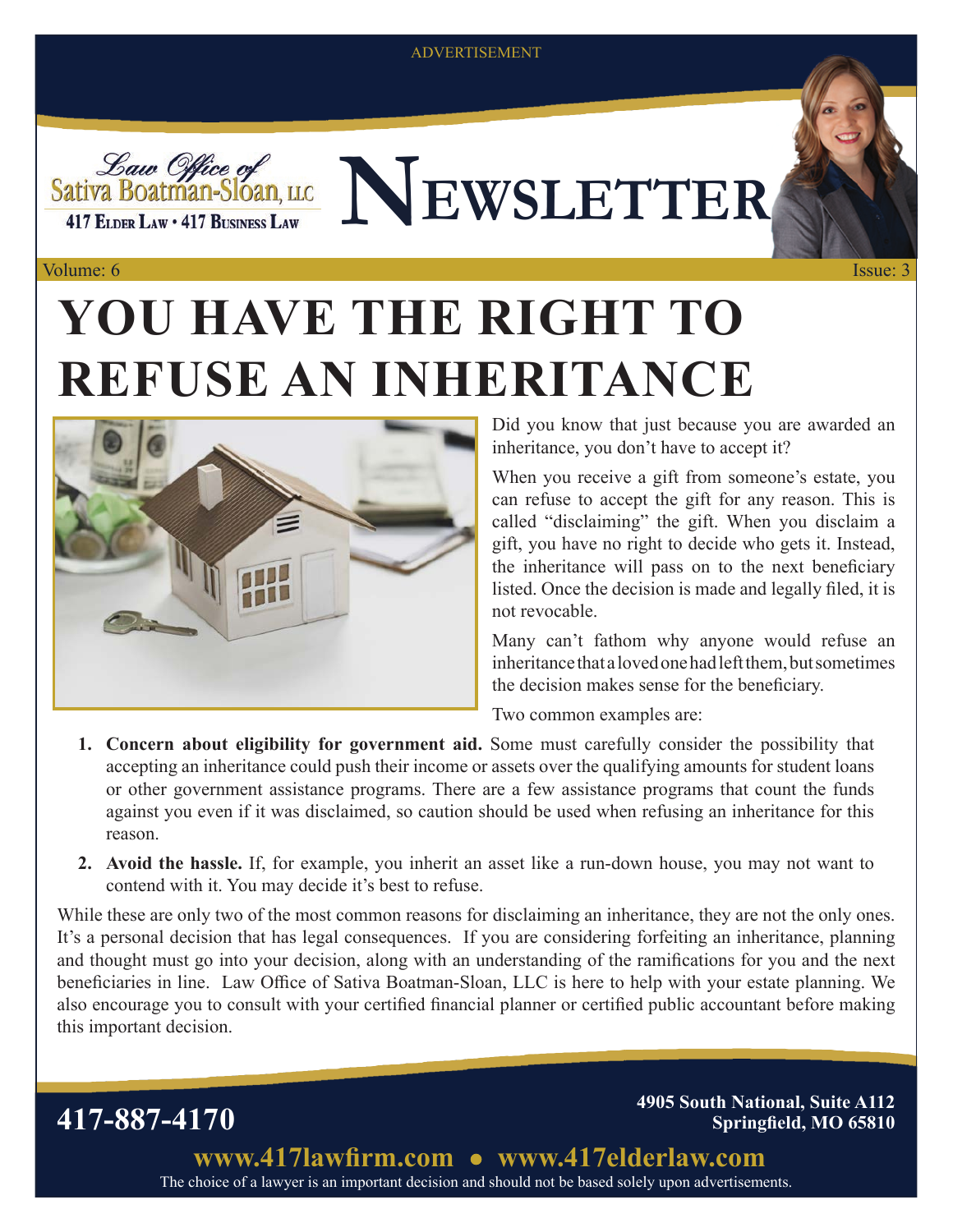ADVERTISEMENT

Law Office of Sativa Boatman-Sloan, LLC

417 Elder Law • 417 Business Law

# Newsletter

Volume: 6 Issue: 3

# YOU HAVE THE RIGHT TO REFUSE AN INHERITANCE

Did you know that just because you are awarded an inheritance, you don't have to accept it?

When you receive a gift from someone's estate, you can refuse to accept the gift for any reason. This is called "disclaiming" the gift. When you disclaim a gift, you have no right to decide who gets it. Instead, the inheritance will pass on to the next beneficiary listed. Once the decision is made and legally filed, it is not revocable.

Many can't fathom why anyone would refuse an inheritance that a loved one had left them, but sometimes the decision makes sense for the beneficiary.

Two common examples are:

1. **Concern about eligibility for government aid.** Some must carefully consider the possibility that accepting an inheritance could push their income or assets over the qualifying amounts for student loans or other government assistance programs. There are a few assistance programs that count the funds against you even if it was disclaimed, so caution should be used when refusing an inheritance for this reason.
2. **Avoid the hassle.** If, for example, you inherit an asset like a run-down house, you may not want to contend with it. You may decide it's best to refuse.

While these are only two of the most common reasons for disclaiming an inheritance, they are not the only ones. It's a personal decision that has legal consequences. If you are considering forfeiting an inheritance, planning and thought must go into your decision, along with an understanding of the ramifications for you and the next beneficiaries in line. Law Office of Sativa Boatman-Sloan, LLC is here to help with your estate planning. We also encourage you to consult with your certified financial planner or certified public accountant before making this important decision.

**417-887-4170**

**4905 South National, Suite A112**
**Springfield, MO 65810**

**www.417lawfirm.com • www.417elderlaw.com**

The choice of a lawyer is an important decision and should not be based solely upon advertisements.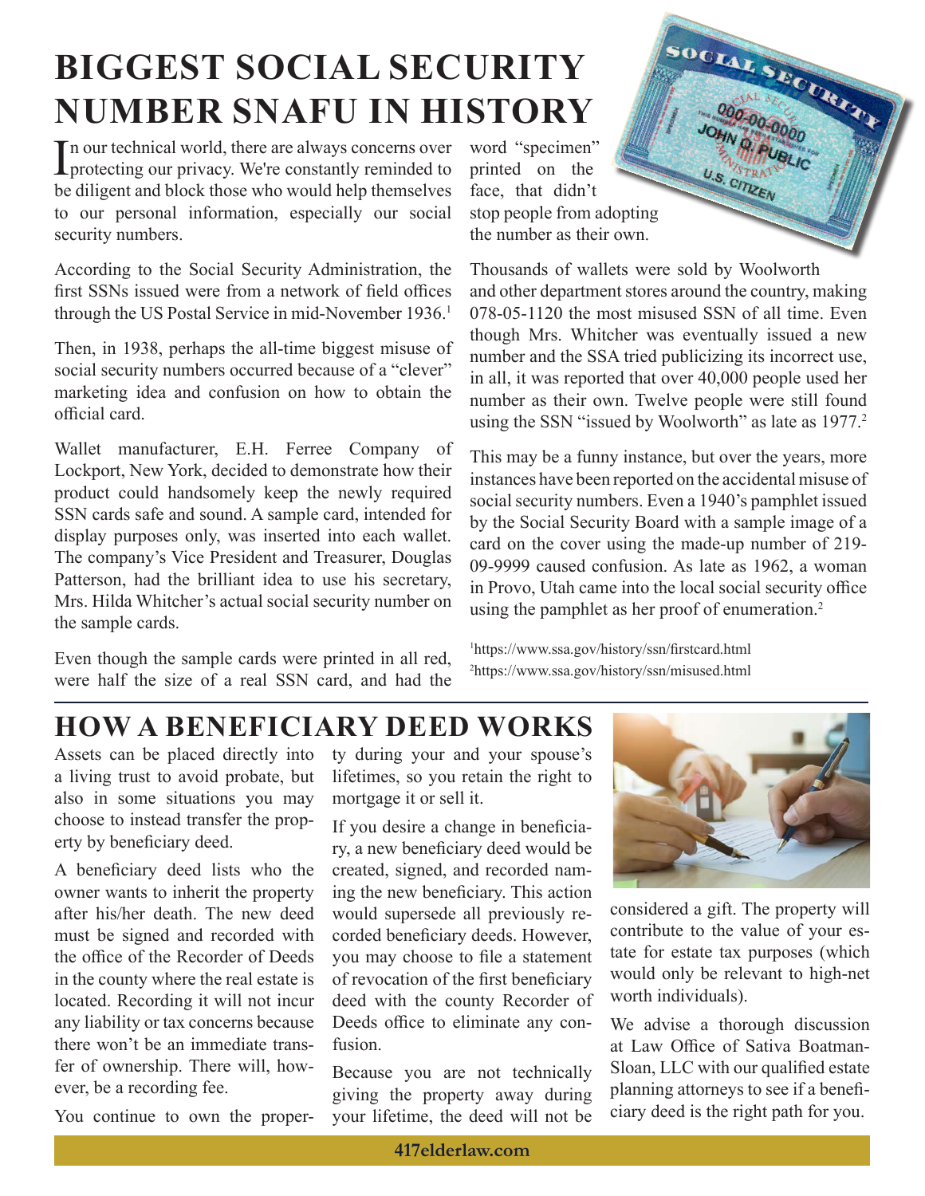# BIGGEST SOCIAL SECURITY NUMBER SNAFU IN HISTORY

In our technical world, there are always concerns over protecting our privacy. We're constantly reminded to be diligent and block those who would help themselves to our personal information, especially our social security numbers.

According to the Social Security Administration, the first SSNs issued were from a network of field offices through the US Postal Service in mid-November 1936.[1]

Then, in 1938, perhaps the all-time biggest misuse of social security numbers occurred because of a "clever" marketing idea and confusion on how to obtain the official card.

Wallet manufacturer, E.H. Ferree Company of Lockport, New York, decided to demonstrate how their product could handsomely keep the newly required SSN cards safe and sound. A sample card, intended for display purposes only, was inserted into each wallet. The company's Vice President and Treasurer, Douglas Patterson, had the brilliant idea to use his secretary, Mrs. Hilda Whitcher's actual social security number on the sample cards.

Even though the sample cards were printed in all red, were half the size of a real SSN card, and had the word "specimen" printed on the face, that didn't stop people from adopting the number as their own.

Thousands of wallets were sold by Woolworth and other department stores around the country, making 078-05-1120 the most misused SSN of all time. Even though Mrs. Whitcher was eventually issued a new number and the SSA tried publicizing its incorrect use, in all, it was reported that over 40,000 people used her number as their own. Twelve people were still found using the SSN "issued by Woolworth" as late as 1977.[2]

This may be a funny instance, but over the years, more instances have been reported on the accidental misuse of social security numbers. Even a 1940's pamphlet issued by the Social Security Board with a sample image of a card on the cover using the made-up number of 219-09-9999 caused confusion. As late as 1962, a woman in Provo, Utah came into the local social security office using the pamphlet as her proof of enumeration.[2]

[1] https://www.ssa.gov/history/ssn/firstcard.html
[2] https://www.ssa.gov/history/ssn/misused.html

# HOW A BENEFICIARY DEED WORKS

Assets can be placed directly into a living trust to avoid probate, but also in some situations you may choose to instead transfer the property by beneficiary deed.

A beneficiary deed lists who the owner wants to inherit the property after his/her death. The new deed must be signed and recorded with the office of the Recorder of Deeds in the county where the real estate is located. Recording it will not incur any liability or tax concerns because there won't be an immediate transfer of ownership. There will, however, be a recording fee.

You continue to own the property during your and your spouse's lifetimes, so you retain the right to mortgage it or sell it.

If you desire a change in beneficiary, a new beneficiary deed would be created, signed, and recorded naming the new beneficiary. This action would supersede all previously recorded beneficiary deeds. However, you may choose to file a statement of revocation of the first beneficiary deed with the county Recorder of Deeds office to eliminate any confusion.

Because you are not technically giving the property away during your lifetime, the deed will not be considered a gift. The property will contribute to the value of your estate for estate tax purposes (which would only be relevant to high-net worth individuals).

We advise a thorough discussion at Law Office of Sativa Boatman-Sloan, LLC with our qualified estate planning attorneys to see if a beneficiary deed is the right path for you.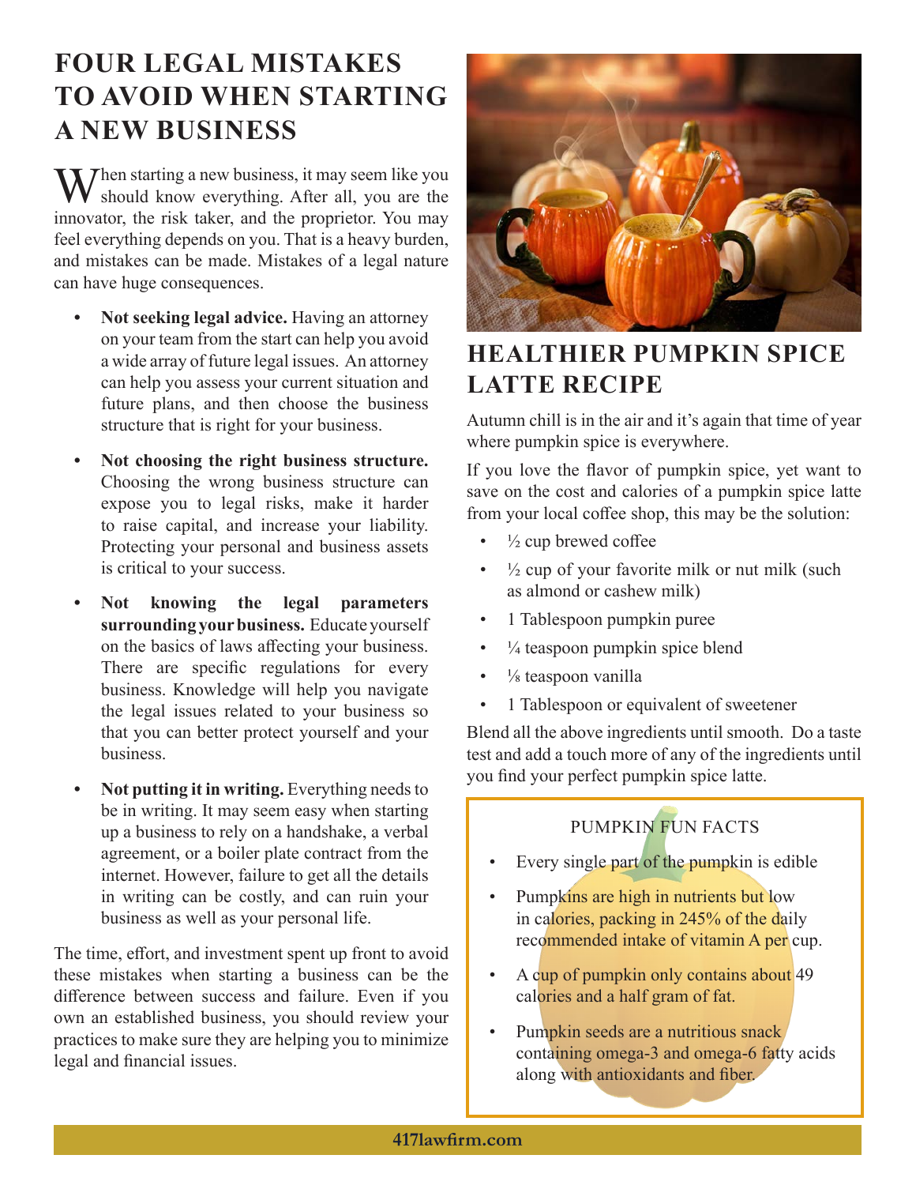# FOUR LEGAL MISTAKES TO AVOID WHEN STARTING A NEW BUSINESS

When starting a new business, it may seem like you should know everything. After all, you are the innovator, the risk taker, and the proprietor. You may feel everything depends on you. That is a heavy burden, and mistakes can be made. Mistakes of a legal nature can have huge consequences.

- **Not seeking legal advice.** Having an attorney on your team from the start can help you avoid a wide array of future legal issues. An attorney can help you assess your current situation and future plans, and then choose the business structure that is right for your business.
- **Not choosing the right business structure.** Choosing the wrong business structure can expose you to legal risks, make it harder to raise capital, and increase your liability. Protecting your personal and business assets is critical to your success.
- **Not knowing the legal parameters surrounding your business.** Educate yourself on the basics of laws affecting your business. There are specific regulations for every business. Knowledge will help you navigate the legal issues related to your business so that you can better protect yourself and your business.
- **Not putting it in writing.** Everything needs to be in writing. It may seem easy when starting up a business to rely on a handshake, a verbal agreement, or a boiler plate contract from the internet. However, failure to get all the details in writing can be costly, and can ruin your business as well as your personal life.

The time, effort, and investment spent up front to avoid these mistakes when starting a business can be the difference between success and failure. Even if you own an established business, you should review your practices to make sure they are helping you to minimize legal and financial issues.

# HEALTHIER PUMPKIN SPICE LATTE RECIPE

Autumn chill is in the air and it's again that time of year where pumpkin spice is everywhere.

If you love the flavor of pumpkin spice, yet want to save on the cost and calories of a pumpkin spice latte from your local coffee shop, this may be the solution:

- ½ cup brewed coffee
- ½ cup of your favorite milk or nut milk (such as almond or cashew milk)
- 1 Tablespoon pumpkin puree
- ¼ teaspoon pumpkin spice blend
- ⅛ teaspoon vanilla
- 1 Tablespoon or equivalent of sweetener

Blend all the above ingredients until smooth. Do a taste test and add a touch more of any of the ingredients until you find your perfect pumpkin spice latte.

## PUMPKIN FUN FACTS

- Every single part of the pumpkin is edible
- Pumpkins are high in nutrients but low in calories, packing in 245% of the daily recommended intake of vitamin A per cup.
- A cup of pumpkin only contains about 49 calories and a half gram of fat.
- Pumpkin seeds are a nutritious snack containing omega-3 and omega-6 fatty acids along with antioxidants and fiber.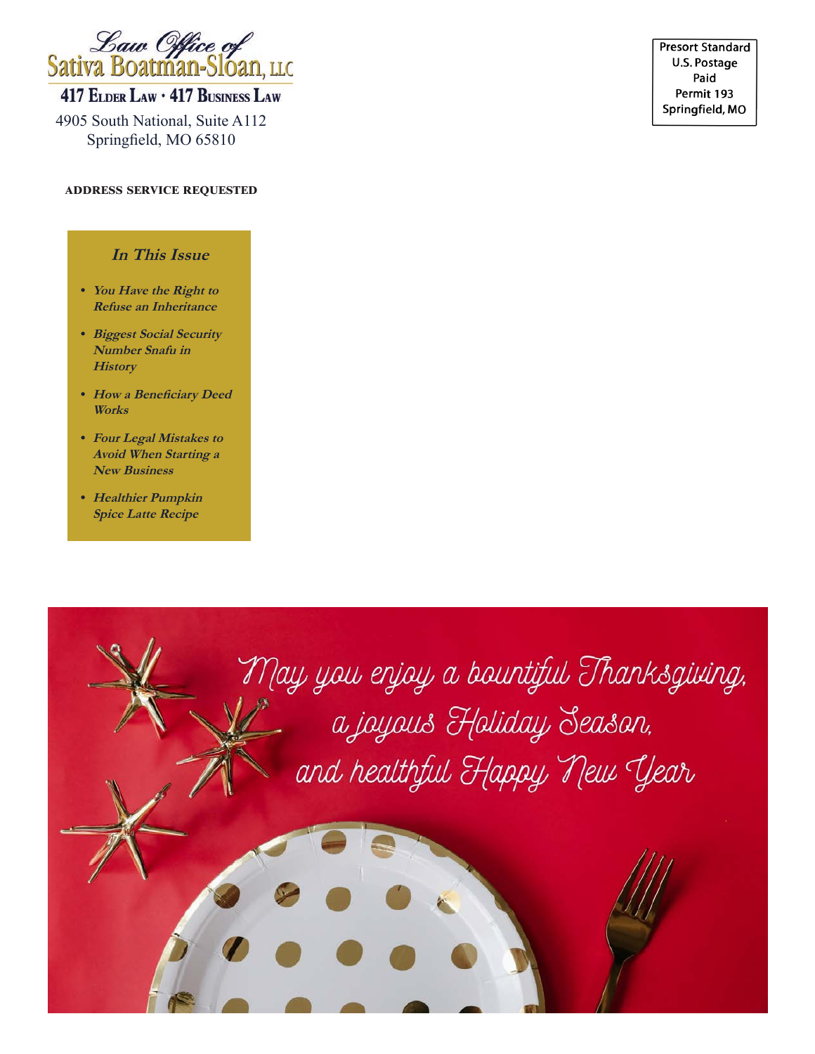Law Office of
Sativa Boatman-Sloan, LLC

417 Elder Law · 417 Business Law

4905 South National, Suite A112
Springfield, MO 65810

**ADDRESS SERVICE REQUESTED**

Presort Standard
U.S. Postage
Paid
Permit 193
Springfield, MO

### *In This Issue*

- ***You Have the Right to Refuse an Inheritance***
- ***Biggest Social Security Number Snafu in History***
- ***How a Beneficiary Deed Works***
- ***Four Legal Mistakes to Avoid When Starting a New Business***
- ***Healthier Pumpkin Spice Latte Recipe***

May you enjoy a bountiful Thanksgiving,
a joyous Holiday Season,
and healthful Happy New Year